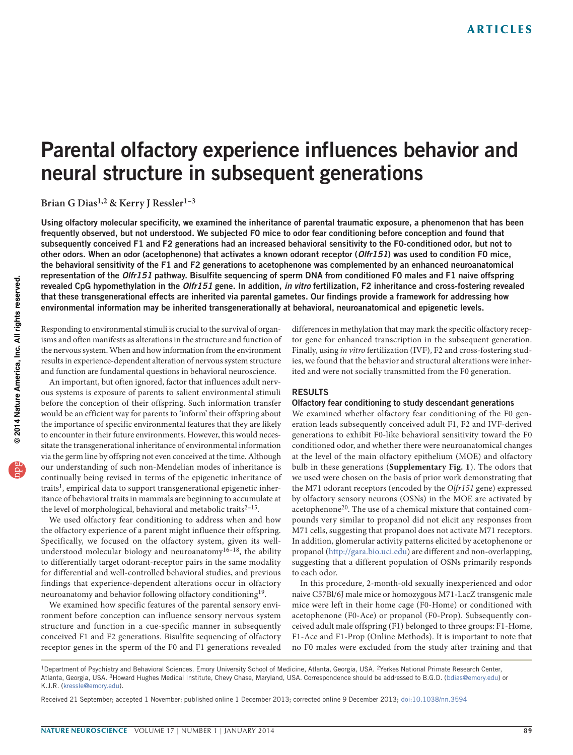# Parental olfactory experience influences behavior and neural structure in subsequent generations

**Brian G Dias[1,2] & Kerry J Ressler[1–3]**

**Using olfactory molecular specificity, we examined the inheritance of parental traumatic exposure, a phenomenon that has been frequently observed, but not understood. We subjected F0 mice to odor fear conditioning before conception and found that subsequently conceived F1 and F2 generations had an increased behavioral sensitivity to the F0-conditioned odor, but not to other odors. When an odor (acetophenone) that activates a known odorant receptor (*Olfr151*) was used to condition F0 mice, the behavioral sensitivity of the F1 and F2 generations to acetophenone was complemented by an enhanced neuroanatomical representation of the *Olfr151* pathway. Bisulfite sequencing of sperm DNA from conditioned F0 males and F1 naive offspring revealed CpG hypomethylation in the *Olfr151* gene. In addition, *in vitro* fertilization, F2 inheritance and cross-fostering revealed that these transgenerational effects are inherited via parental gametes. Our findings provide a framework for addressing how environmental information may be inherited transgenerationally at behavioral, neuroanatomical and epigenetic levels.**

Responding to environmental stimuli is crucial to the survival of organisms and often manifests as alterations in the structure and function of the nervous system. When and how information from the environment results in experience-dependent alteration of nervous system structure and function are fundamental questions in behavioral neuroscience.

An important, but often ignored, factor that influences adult nervous systems is exposure of parents to salient environmental stimuli before the conception of their offspring. Such information transfer would be an efficient way for parents to 'inform' their offspring about the importance of specific environmental features that they are likely to encounter in their future environments. However, this would necessitate the transgenerational inheritance of environmental information via the germ line by offspring not even conceived at the time. Although our understanding of such non-Mendelian modes of inheritance is continually being revised in terms of the epigenetic inheritance of traits[1], empirical data to support transgenerational epigenetic inheritance of behavioral traits in mammals are beginning to accumulate at the level of morphological, behavioral and metabolic traits[2–15].

We used olfactory fear conditioning to address when and how the olfactory experience of a parent might influence their offspring. Specifically, we focused on the olfactory system, given its well-understood molecular biology and neuroanatomy[16–18], the ability to differentially target odorant-receptor pairs in the same modality for differential and well-controlled behavioral studies, and previous findings that experience-dependent alterations occur in olfactory neuroanatomy and behavior following olfactory conditioning[19].

We examined how specific features of the parental sensory environment before conception can influence sensory nervous system structure and function in a cue-specific manner in subsequently conceived F1 and F2 generations. Bisulfite sequencing of olfactory receptor genes in the sperm of the F0 and F1 generations revealed differences in methylation that may mark the specific olfactory receptor gene for enhanced transcription in the subsequent generation. Finally, using *in vitro* fertilization (IVF), F2 and cross-fostering studies, we found that the behavior and structural alterations were inherited and were not socially transmitted from the F0 generation.

## RESULTS

### Olfactory fear conditioning to study descendant generations

We examined whether olfactory fear conditioning of the F0 generation leads subsequently conceived adult F1, F2 and IVF-derived generations to exhibit F0-like behavioral sensitivity toward the F0 conditioned odor, and whether there were neuroanatomical changes at the level of the main olfactory epithelium (MOE) and olfactory bulb in these generations (**Supplementary Fig. 1**). The odors that we used were chosen on the basis of prior work demonstrating that the M71 odorant receptors (encoded by the *Olfr151* gene) expressed by olfactory sensory neurons (OSNs) in the MOE are activated by acetophenone[20]. The use of a chemical mixture that contained compounds very similar to propanol did not elicit any responses from M71 cells, suggesting that propanol does not activate M71 receptors. In addition, glomerular activity patterns elicited by acetophenone or propanol (http://gara.bio.uci.edu) are different and non-overlapping, suggesting that a different population of OSNs primarily responds to each odor.

In this procedure, 2-month-old sexually inexperienced and odor naive C57Bl/6J male mice or homozygous M71-LacZ transgenic male mice were left in their home cage (F0-Home) or conditioned with acetophenone (F0-Ace) or propanol (F0-Prop). Subsequently conceived adult male offspring (F1) belonged to three groups: F1-Home, F1-Ace and F1-Prop (Online Methods). It is important to note that no F0 males were excluded from the study after training and that

[1]Department of Psychiatry and Behavioral Sciences, Emory University School of Medicine, Atlanta, Georgia, USA. [2]Yerkes National Primate Research Center, Atlanta, Georgia, USA. [3]Howard Hughes Medical Institute, Chevy Chase, Maryland, USA. Correspondence should be addressed to B.G.D. (bdias@emory.edu) or K.J.R. (kressle@emory.edu).

Received 21 September; accepted 1 November; published online 1 December 2013; corrected online 9 December 2013; doi:10.1038/nn.3594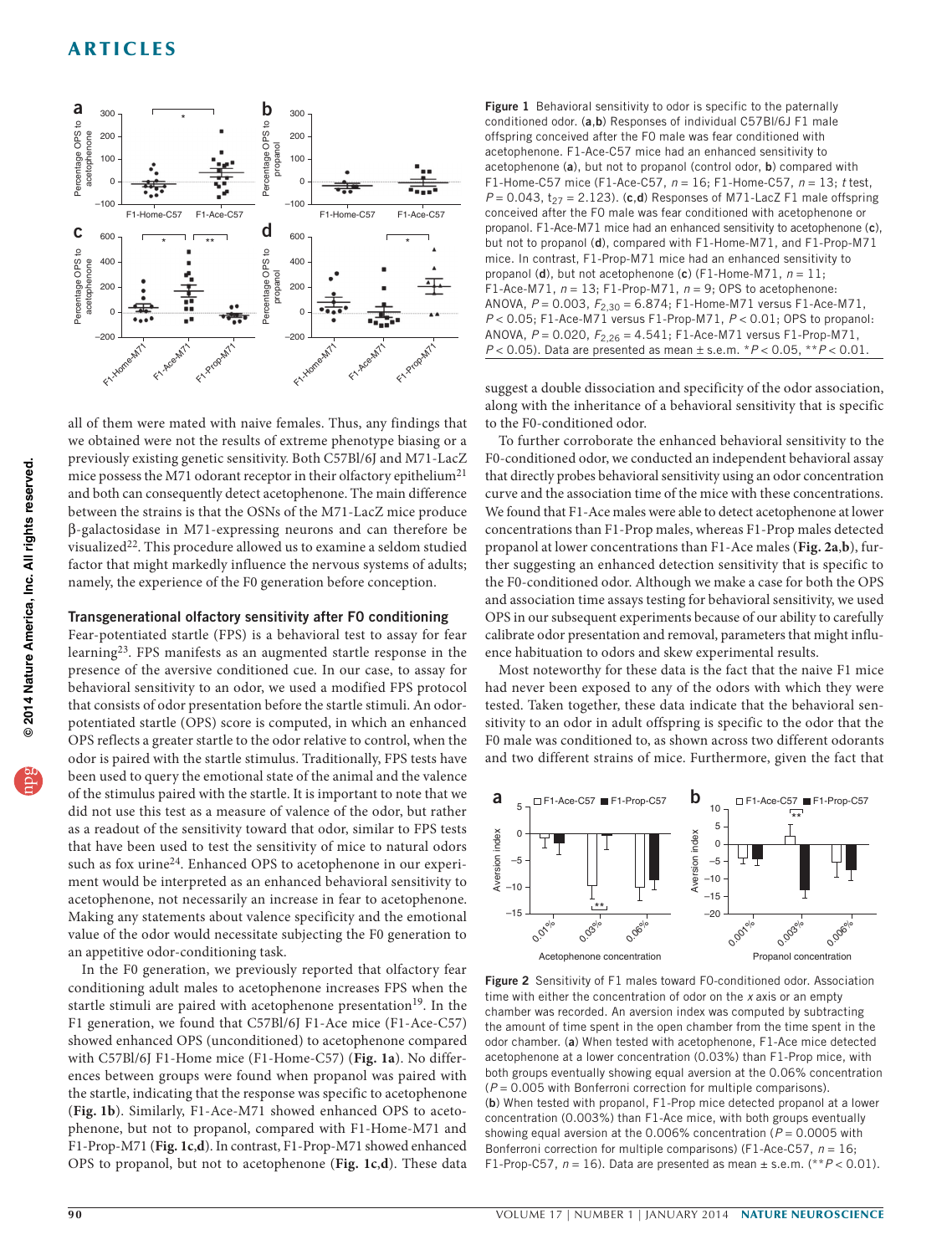**Figure 1** Behavioral sensitivity to odor is specific to the paternally conditioned odor. (**a**,**b**) Responses of individual C57Bl/6J F1 male offspring conceived after the F0 male was fear conditioned with acetophenone. F1-Ace-C57 mice had an enhanced sensitivity to acetophenone (**a**), but not to propanol (control odor, **b**) compared with F1-Home-C57 mice (F1-Ace-C57, $n = 16$; F1-Home-C57, $n = 13$; $t$ test, $P = 0.043$, $t_{27} = 2.123$). (**c**,**d**) Responses of M71-LacZ F1 male offspring conceived after the F0 male was fear conditioned with acetophenone or propanol. F1-Ace-M71 mice had an enhanced sensitivity to acetophenone (**c**), but not to propanol (**d**), compared with F1-Home-M71, and F1-Prop-M71 mice. In contrast, F1-Prop-M71 mice had an enhanced sensitivity to propanol (**d**), but not acetophenone (**c**) (F1-Home-M71, $n = 11$; F1-Ace-M71, $n = 13$; F1-Prop-M71, $n = 9$; OPS to acetophenone: ANOVA, $P = 0.003$, $F_{2,30} = 6.874$; F1-Home-M71 versus F1-Ace-M71, $P < 0.05$; F1-Ace-M71 versus F1-Prop-M71, $P < 0.01$; OPS to propanol: ANOVA, $P = 0.020$, $F_{2,26} = 4.541$; F1-Ace-M71 versus F1-Prop-M71, $P < 0.05$). Data are presented as mean ± s.e.m. $^{*}P < 0.05$, $^{**}P < 0.01$.

all of them were mated with naive females. Thus, any findings that we obtained were not the results of extreme phenotype biasing or a previously existing genetic sensitivity. Both C57Bl/6J and M71-LacZ mice possess the M71 odorant receptor in their olfactory epithelium[21] and both can consequently detect acetophenone. The main difference between the strains is that the OSNs of the M71-LacZ mice produce β-galactosidase in M71-expressing neurons and can therefore be visualized[22]. This procedure allowed us to examine a seldom studied factor that might markedly influence the nervous systems of adults; namely, the experience of the F0 generation before conception.

### Transgenerational olfactory sensitivity after F0 conditioning

Fear-potentiated startle (FPS) is a behavioral test to assay for fear learning[23]. FPS manifests as an augmented startle response in the presence of the aversive conditioned cue. In our case, to assay for behavioral sensitivity to an odor, we used a modified FPS protocol that consists of odor presentation before the startle stimuli. An odor-potentiated startle (OPS) score is computed, in which an enhanced OPS reflects a greater startle to the odor relative to control, when the odor is paired with the startle stimulus. Traditionally, FPS tests have been used to query the emotional state of the animal and the valence of the stimulus paired with the startle. It is important to note that we did not use this test as a measure of valence of the odor, but rather as a readout of the sensitivity toward that odor, similar to FPS tests that have been used to test the sensitivity of mice to natural odors such as fox urine[24]. Enhanced OPS to acetophenone in our experiment would be interpreted as an enhanced behavioral sensitivity to acetophenone, not necessarily an increase in fear to acetophenone. Making any statements about valence specificity and the emotional value of the odor would necessitate subjecting the F0 generation to an appetitive odor-conditioning task.

In the F0 generation, we previously reported that olfactory fear conditioning adult males to acetophenone increases FPS when the startle stimuli are paired with acetophenone presentation[19]. In the F1 generation, we found that C57Bl/6J F1-Ace mice (F1-Ace-C57) showed enhanced OPS (unconditioned) to acetophenone compared with C57Bl/6J F1-Home mice (F1-Home-C57) (**Fig. 1a**). No differences between groups were found when propanol was paired with the startle, indicating that the response was specific to acetophenone (**Fig. 1b**). Similarly, F1-Ace-M71 showed enhanced OPS to acetophenone, but not to propanol, compared with F1-Home-M71 and F1-Prop-M71 (**Fig. 1c**,**d**). In contrast, F1-Prop-M71 showed enhanced OPS to propanol, but not to acetophenone (**Fig. 1c**,**d**). These data suggest a double dissociation and specificity of the odor association, along with the inheritance of a behavioral sensitivity that is specific to the F0-conditioned odor.

To further corroborate the enhanced behavioral sensitivity to the F0-conditioned odor, we conducted an independent behavioral assay that directly probes behavioral sensitivity using an odor concentration curve and the association time of the mice with these concentrations. We found that F1-Ace males were able to detect acetophenone at lower concentrations than F1-Prop males, whereas F1-Prop males detected propanol at lower concentrations than F1-Ace males (**Fig. 2a**,**b**), further suggesting an enhanced detection sensitivity that is specific to the F0-conditioned odor. Although we make a case for both the OPS and association time assays testing for behavioral sensitivity, we used OPS in our subsequent experiments because of our ability to carefully calibrate odor presentation and removal, parameters that might influence habituation to odors and skew experimental results.

Most noteworthy for these data is the fact that the naive F1 mice had never been exposed to any of the odors with which they were tested. Taken together, these data indicate that the behavioral sensitivity to an odor in adult offspring is specific to the odor that the F0 male was conditioned to, as shown across two different odorants and two different strains of mice. Furthermore, given the fact that

**Figure 2** Sensitivity of F1 males toward F0-conditioned odor. Association time with either the concentration of odor on the $x$ axis or an empty chamber was recorded. An aversion index was computed by subtracting the amount of time spent in the open chamber from the time spent in the odor chamber. (**a**) When tested with acetophenone, F1-Ace mice detected acetophenone at a lower concentration (0.03%) than F1-Prop mice, with both groups eventually showing equal aversion at the 0.06% concentration ($P = 0.005$ with Bonferroni correction for multiple comparisons). (**b**) When tested with propanol, F1-Prop mice detected propanol at a lower concentration (0.003%) than F1-Ace mice, with both groups eventually showing equal aversion at the 0.006% concentration ($P = 0.0005$ with Bonferroni correction for multiple comparisons) (F1-Ace-C57, $n = 16$; F1-Prop-C57, $n = 16$). Data are presented as mean ± s.e.m. ($^{**}P < 0.01$).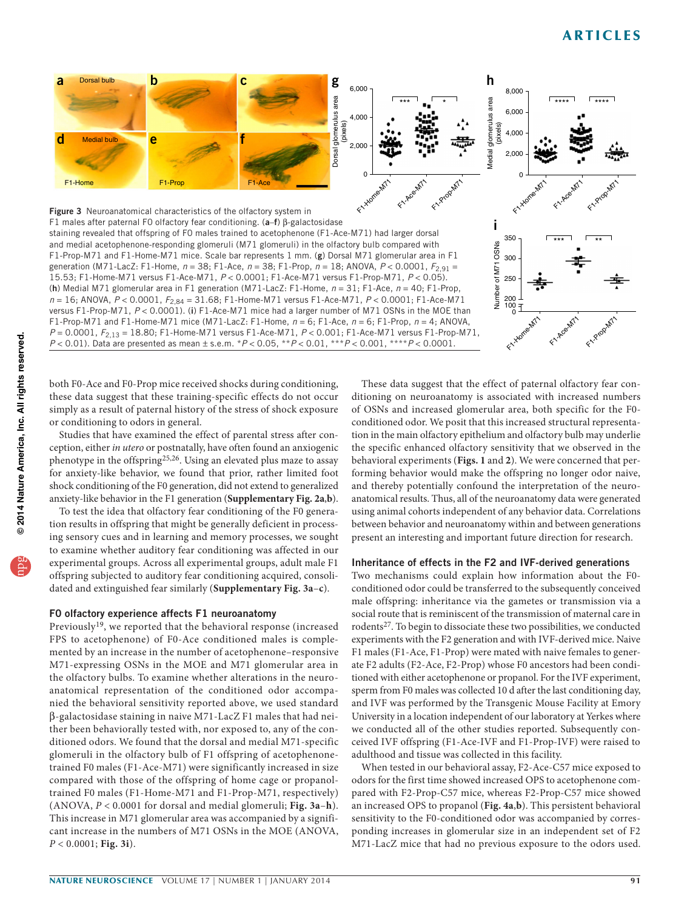**Figure 3** Neuroanatomical characteristics of the olfactory system in F1 males after paternal F0 olfactory fear conditioning. (**a**–**f**) β-galactosidase staining revealed that offspring of F0 males trained to acetophenone (F1-Ace-M71) had larger dorsal and medial acetophenone-responding glomeruli (M71 glomeruli) in the olfactory bulb compared with F1-Prop-M71 and F1-Home-M71 mice. Scale bar represents 1 mm. (**g**) Dorsal M71 glomerular area in F1 generation (M71-LacZ: F1-Home, $n = 38$; F1-Ace, $n = 38$; F1-Prop, $n = 18$; ANOVA, $P < 0.0001$, $F_{2,91} = 15.53$; F1-Home-M71 versus F1-Ace-M71, $P < 0.0001$; F1-Ace-M71 versus F1-Prop-M71, $P < 0.05$). (**h**) Medial M71 glomerular area in F1 generation (M71-LacZ: F1-Home, $n = 31$; F1-Ace, $n = 40$; F1-Prop, $n = 16$; ANOVA, $P < 0.0001$, $F_{2,84} = 31.68$; F1-Home-M71 versus F1-Ace-M71, $P < 0.0001$; F1-Ace-M71 versus F1-Prop-M71, $P < 0.0001$). (**i**) F1-Ace-M71 mice had a larger number of M71 OSNs in the MOE than F1-Prop-M71 and F1-Home-M71 mice (M71-LacZ: F1-Home, $n = 6$; F1-Ace, $n = 6$; F1-Prop, $n = 4$; ANOVA, $P = 0.0001$, $F_{2,13} = 18.80$; F1-Home-M71 versus F1-Ace-M71, $P < 0.001$; F1-Ace-M71 versus F1-Prop-M71, $P < 0.01$). Data are presented as mean ± s.e.m. *$P < 0.05$, **$P < 0.01$, ***$P < 0.001$, ****$P < 0.0001$.

both F0-Ace and F0-Prop mice received shocks during conditioning, these data suggest that these training-specific effects do not occur simply as a result of paternal history of the stress of shock exposure or conditioning to odors in general.

Studies that have examined the effect of parental stress after conception, either *in utero* or postnatally, have often found an anxiogenic phenotype in the offspring[25,26]. Using an elevated plus maze to assay for anxiety-like behavior, we found that prior, rather limited foot shock conditioning of the F0 generation, did not extend to generalized anxiety-like behavior in the F1 generation (**Supplementary Fig. 2a**,**b**).

To test the idea that olfactory fear conditioning of the F0 generation results in offspring that might be generally deficient in processing sensory cues and in learning and memory processes, we sought to examine whether auditory fear conditioning was affected in our experimental groups. Across all experimental groups, adult male F1 offspring subjected to auditory fear conditioning acquired, consolidated and extinguished fear similarly (**Supplementary Fig. 3a**–**c**).

### F0 olfactory experience affects F1 neuroanatomy

Previously[19], we reported that the behavioral response (increased FPS to acetophenone) of F0-Ace conditioned males is complemented by an increase in the number of acetophenone–responsive M71-expressing OSNs in the MOE and M71 glomerular area in the olfactory bulbs. To examine whether alterations in the neuroanatomical representation of the conditioned odor accompanied the behavioral sensitivity reported above, we used standard β-galactosidase staining in naive M71-LacZ F1 males that had neither been behaviorally tested with, nor exposed to, any of the conditioned odors. We found that the dorsal and medial M71-specific glomeruli in the olfactory bulb of F1 offspring of acetophenone-trained F0 males (F1-Ace-M71) were significantly increased in size compared with those of the offspring of home cage or propanol-trained F0 males (F1-Home-M71 and F1-Prop-M71, respectively) (ANOVA, $P < 0.0001$ for dorsal and medial glomeruli; **Fig. 3a**–**h**). This increase in M71 glomerular area was accompanied by a significant increase in the numbers of M71 OSNs in the MOE (ANOVA, $P < 0.0001$; **Fig. 3i**).

These data suggest that the effect of paternal olfactory fear conditioning on neuroanatomy is associated with increased numbers of OSNs and increased glomerular area, both specific for the F0-conditioned odor. We posit that this increased structural representation in the main olfactory epithelium and olfactory bulb may underlie the specific enhanced olfactory sensitivity that we observed in the behavioral experiments (**Figs. 1** and **2**). We were concerned that performing behavior would make the offspring no longer odor naive, and thereby potentially confound the interpretation of the neuroanatomical results. Thus, all of the neuroanatomy data were generated using animal cohorts independent of any behavior data. Correlations between behavior and neuroanatomy within and between generations present an interesting and important future direction for research.

### Inheritance of effects in the F2 and IVF-derived generations

Two mechanisms could explain how information about the F0-conditioned odor could be transferred to the subsequently conceived male offspring: inheritance via the gametes or transmission via a social route that is reminiscent of the transmission of maternal care in rodents[27]. To begin to dissociate these two possibilities, we conducted experiments with the F2 generation and with IVF-derived mice. Naive F1 males (F1-Ace, F1-Prop) were mated with naive females to generate F2 adults (F2-Ace, F2-Prop) whose F0 ancestors had been conditioned with either acetophenone or propanol. For the IVF experiment, sperm from F0 males was collected 10 d after the last conditioning day, and IVF was performed by the Transgenic Mouse Facility at Emory University in a location independent of our laboratory at Yerkes where we conducted all of the other studies reported. Subsequently conceived IVF offspring (F1-Ace-IVF and F1-Prop-IVF) were raised to adulthood and tissue was collected in this facility.

When tested in our behavioral assay, F2-Ace-C57 mice exposed to odors for the first time showed increased OPS to acetophenone compared with F2-Prop-C57 mice, whereas F2-Prop-C57 mice showed an increased OPS to propanol (**Fig. 4a**,**b**). This persistent behavioral sensitivity to the F0-conditioned odor was accompanied by corresponding increases in glomerular size in an independent set of F2 M71-LacZ mice that had no previous exposure to the odors used.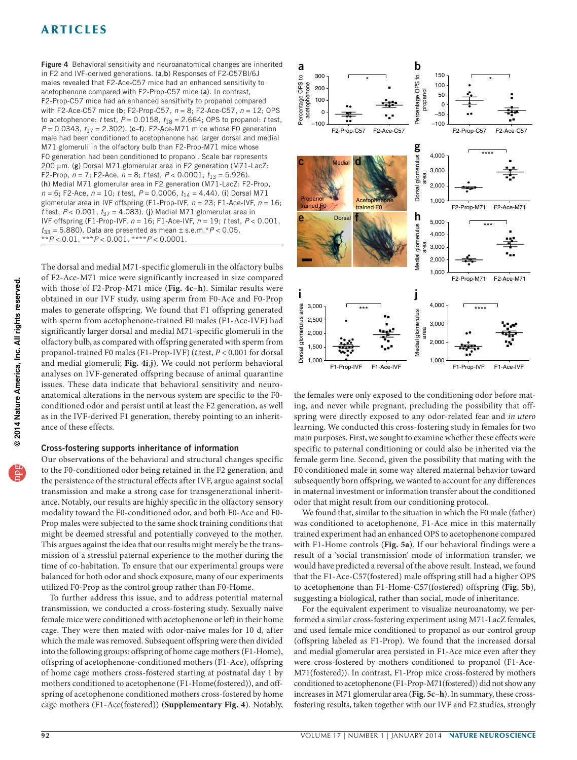**Figure 4** Behavioral sensitivity and neuroanatomical changes are inherited in F2 and IVF-derived generations. (**a**,**b**) Responses of F2-C57Bl/6J males revealed that F2-Ace-C57 mice had an enhanced sensitivity to acetophenone compared with F2-Prop-C57 mice (**a**). In contrast, F2-Prop-C57 mice had an enhanced sensitivity to propanol compared with F2-Ace-C57 mice (**b**; F2-Prop-C57, $n = 8$; F2-Ace-C57, $n = 12$; OPS to acetophenone: $t$ test, $P = 0.0158$, $t_{18} = 2.664$; OPS to propanol: $t$ test, $P = 0.0343$, $t_{17} = 2.302$). (**c**–**f**). F2-Ace-M71 mice whose F0 generation male had been conditioned to acetophenone had larger dorsal and medial M71 glomeruli in the olfactory bulb than F2-Prop-M71 mice whose F0 generation had been conditioned to propanol. Scale bar represents 200 µm. (**g**) Dorsal M71 glomerular area in F2 generation (M71-LacZ: F2-Prop, $n = 7$; F2-Ace, $n = 8$; $t$ test, $P < 0.0001$, $t_{13} = 5.926$). (**h**) Medial M71 glomerular area in F2 generation (M71-LacZ: F2-Prop, $n = 6$; F2-Ace, $n = 10$; $t$ test, $P = 0.0006$, $t_{14} = 4.44$). (**i**) Dorsal M71 glomerular area in IVF offspring (F1-Prop-IVF, $n = 16$; F1-Ace-IVF, $n = 23$; $t$ test, $P < 0.001$, $t_{37} = 4.083$). (**j**) Medial M71 glomerular area in IVF offspring (F1-Prop-IVF, $n = 16$; F1-Ace-IVF, $n = 19$; $t$ test, $P < 0.001$, $t_{33} = 5.880$). Data are presented as mean ± s.e.m.* $P < 0.05$, ** $P < 0.01$, *** $P < 0.001$, **** $P < 0.0001$.

The dorsal and medial M71-specific glomeruli in the olfactory bulbs of F2-Ace-M71 mice were significantly increased in size compared with those of F2-Prop-M71 mice (**Fig. 4c**–**h**). Similar results were obtained in our IVF study, using sperm from F0-Ace and F0-Prop males to generate offspring. We found that F1 offspring generated with sperm from acetophenone-trained F0 males (F1-Ace-IVF) had significantly larger dorsal and medial M71-specific glomeruli in the olfactory bulb, as compared with offspring generated with sperm from propanol-trained F0 males (F1-Prop-IVF) ($t$ test, $P < 0.001$ for dorsal and medial glomeruli; **Fig. 4i**,**j**). We could not perform behavioral analyses on IVF-generated offspring because of animal quarantine issues. These data indicate that behavioral sensitivity and neuroanatomical alterations in the nervous system are specific to the F0-conditioned odor and persist until at least the F2 generation, as well as in the IVF-derived F1 generation, thereby pointing to an inheritance of these effects.

### Cross-fostering supports inheritance of information

Our observations of the behavioral and structural changes specific to the F0-conditioned odor being retained in the F2 generation, and the persistence of the structural effects after IVF, argue against social transmission and make a strong case for transgenerational inheritance. Notably, our results are highly specific in the olfactory sensory modality toward the F0-conditioned odor, and both F0-Ace and F0-Prop males were subjected to the same shock training conditions that might be deemed stressful and potentially conveyed to the mother. This argues against the idea that our results might merely be the transmission of a stressful paternal experience to the mother during the time of co-habitation. To ensure that our experimental groups were balanced for both odor and shock exposure, many of our experiments utilized F0-Prop as the control group rather than F0-Home.

To further address this issue, and to address potential maternal transmission, we conducted a cross-fostering study. Sexually naive female mice were conditioned with acetophenone or left in their home cage. They were then mated with odor-naive males for 10 d, after which the male was removed. Subsequent offspring were then divided into the following groups: offspring of home cage mothers (F1-Home), offspring of acetophenone-conditioned mothers (F1-Ace), offspring of home cage mothers cross-fostered starting at postnatal day 1 by mothers conditioned to acetophenone (F1-Home(fostered)), and offspring of acetophenone conditioned mothers cross-fostered by home cage mothers (F1-Ace(fostered)) (**Supplementary Fig. 4**). Notably, the females were only exposed to the conditioning odor before mating, and never while pregnant, precluding the possibility that offspring were directly exposed to any odor-related fear and *in utero* learning. We conducted this cross-fostering study in females for two main purposes. First, we sought to examine whether these effects were specific to paternal conditioning or could also be inherited via the female germ line. Second, given the possibility that mating with the F0 conditioned male in some way altered maternal behavior toward subsequently born offspring, we wanted to account for any differences in maternal investment or information transfer about the conditioned odor that might result from our conditioning protocol.

We found that, similar to the situation in which the F0 male (father) was conditioned to acetophenone, F1-Ace mice in this maternally trained experiment had an enhanced OPS to acetophenone compared with F1-Home controls (**Fig. 5a**). If our behavioral findings were a result of a 'social transmission' mode of information transfer, we would have predicted a reversal of the above result. Instead, we found that the F1-Ace-C57(fostered) male offspring still had a higher OPS to acetophenone than F1-Home-C57(fostered) offspring (**Fig. 5b**), suggesting a biological, rather than social, mode of inheritance.

For the equivalent experiment to visualize neuroanatomy, we performed a similar cross-fostering experiment using M71-LacZ females, and used female mice conditioned to propanol as our control group (offspring labeled as F1-Prop). We found that the increased dorsal and medial glomerular area persisted in F1-Ace mice even after they were cross-fostered by mothers conditioned to propanol (F1-Ace-M71(fostered)). In contrast, F1-Prop mice cross-fostered by mothers conditioned to acetophenone (F1-Prop-M71(fostered)) did not show any increases in M71 glomerular area (**Fig. 5c**–**h**). In summary, these cross-fostering results, taken together with our IVF and F2 studies, strongly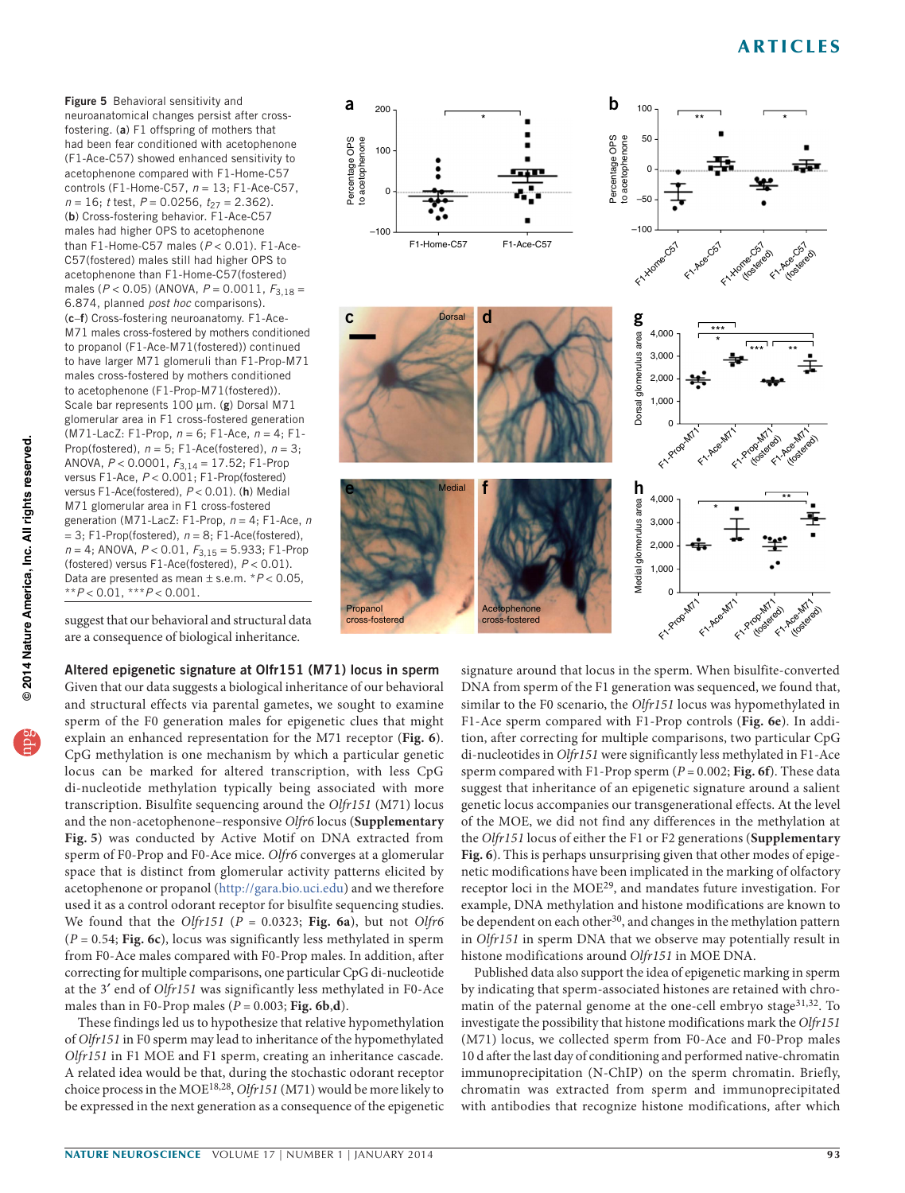**Figure 5** Behavioral sensitivity and neuroanatomical changes persist after cross-fostering. (**a**) F1 offspring of mothers that had been fear conditioned with acetophenone (F1-Ace-C57) showed enhanced sensitivity to acetophenone compared with F1-Home-C57 controls (F1-Home-C57, $n$ = 13; F1-Ace-C57, $n$ = 16; $t$ test, $P$ = 0.0256, $t_{27}$ = 2.362). (**b**) Cross-fostering behavior. F1-Ace-C57 males had higher OPS to acetophenone than F1-Home-C57 males ($P$ < 0.01). F1-Ace-C57(fostered) males still had higher OPS to acetophenone than F1-Home-C57(fostered) males ($P$ < 0.05) (ANOVA, $P$ = 0.0011, $F_{3,18}$ = 6.874, planned *post hoc* comparisons). (**c**–**f**) Cross-fostering neuroanatomy. F1-Ace-M71 males cross-fostered by mothers conditioned to propanol (F1-Ace-M71(fostered)) continued to have larger M71 glomeruli than F1-Prop-M71 males cross-fostered by mothers conditioned to acetophenone (F1-Prop-M71(fostered)). Scale bar represents 100 μm. (**g**) Dorsal M71 glomerular area in F1 cross-fostered generation (M71-LacZ: F1-Prop, $n$ = 6; F1-Ace, $n$ = 4; F1-Prop(fostered), $n$ = 5; F1-Ace(fostered), $n$ = 3; ANOVA, $P$ < 0.0001, $F_{3,14}$ = 17.52; F1-Prop versus F1-Ace, $P$ < 0.001; F1-Prop(fostered) versus F1-Ace(fostered), $P$ < 0.01). (**h**) Medial M71 glomerular area in F1 cross-fostered generation (M71-LacZ: F1-Prop, $n$ = 4; F1-Ace, $n$ = 3; F1-Prop(fostered), $n$ = 8; F1-Ace(fostered), $n$ = 4; ANOVA, $P$ < 0.01, $F_{3,15}$ = 5.933; F1-Prop (fostered) versus F1-Ace(fostered), $P$ < 0.01). Data are presented as mean ± s.e.m. \*$P$ < 0.05, \*\*$P$ < 0.01, \*\*\*$P$ < 0.001.

suggest that our behavioral and structural data are a consequence of biological inheritance.

### Altered epigenetic signature at Olfr151 (M71) locus in sperm

Given that our data suggests a biological inheritance of our behavioral and structural effects via parental gametes, we sought to examine sperm of the F0 generation males for epigenetic clues that might explain an enhanced representation for the M71 receptor (**Fig. 6**). CpG methylation is one mechanism by which a particular genetic locus can be marked for altered transcription, with less CpG di-nucleotide methylation typically being associated with more transcription. Bisulfite sequencing around the *Olfr151* (M71) locus and the non-acetophenone–responsive *Olfr6* locus (**Supplementary Fig. 5**) was conducted by Active Motif on DNA extracted from sperm of F0-Prop and F0-Ace mice. *Olfr6* converges at a glomerular space that is distinct from glomerular activity patterns elicited by acetophenone or propanol (http://gara.bio.uci.edu) and we therefore used it as a control odorant receptor for bisulfite sequencing studies. We found that the *Olfr151* ($P$ = 0.0323; **Fig. 6a**), but not *Olfr6* ($P$ = 0.54; **Fig. 6c**), locus was significantly less methylated in sperm from F0-Ace males compared with F0-Prop males. In addition, after correcting for multiple comparisons, one particular CpG di-nucleotide at the 3′ end of *Olfr151* was significantly less methylated in F0-Ace males than in F0-Prop males ($P$ = 0.003; **Fig. 6b**,**d**).

These findings led us to hypothesize that relative hypomethylation of *Olfr151* in F0 sperm may lead to inheritance of the hypomethylated *Olfr151* in F1 MOE and F1 sperm, creating an inheritance cascade. A related idea would be that, during the stochastic odorant receptor choice process in the MOE[18,28], *Olfr151* (M71) would be more likely to be expressed in the next generation as a consequence of the epigenetic signature around that locus in the sperm. When bisulfite-converted DNA from sperm of the F1 generation was sequenced, we found that, similar to the F0 scenario, the *Olfr151* locus was hypomethylated in F1-Ace sperm compared with F1-Prop controls (**Fig. 6e**). In addition, after correcting for multiple comparisons, a particular CpG di-nucleotides in *Olfr151* were significantly less methylated in F1-Ace sperm compared with F1-Prop sperm ($P$ = 0.002; **Fig. 6f**). These data suggest that inheritance of an epigenetic signature around a salient genetic locus accompanies our transgenerational effects. At the level of the MOE, we did not find any differences in the methylation at the *Olfr151* locus of either the F1 or F2 generations (**Supplementary Fig. 6**). This is perhaps unsurprising given that other modes of epigenetic modifications have been implicated in the marking of olfactory receptor loci in the MOE[29], and mandates future investigation. For example, DNA methylation and histone modifications are known to be dependent on each other[30], and changes in the methylation pattern in *Olfr151* in sperm DNA that we observe may potentially result in histone modifications around *Olfr151* in MOE DNA.

Published data also support the idea of epigenetic marking in sperm by indicating that sperm-associated histones are retained with chromatin of the paternal genome at the one-cell embryo stage[31,32]. To investigate the possibility that histone modifications mark the *Olfr151* (M71) locus, we collected sperm from F0-Ace and F0-Prop males 10 d after the last day of conditioning and performed native-chromatin immunoprecipitation (N-ChIP) on the sperm chromatin. Briefly, chromatin was extracted from sperm and immunoprecipitated with antibodies that recognize histone modifications, after which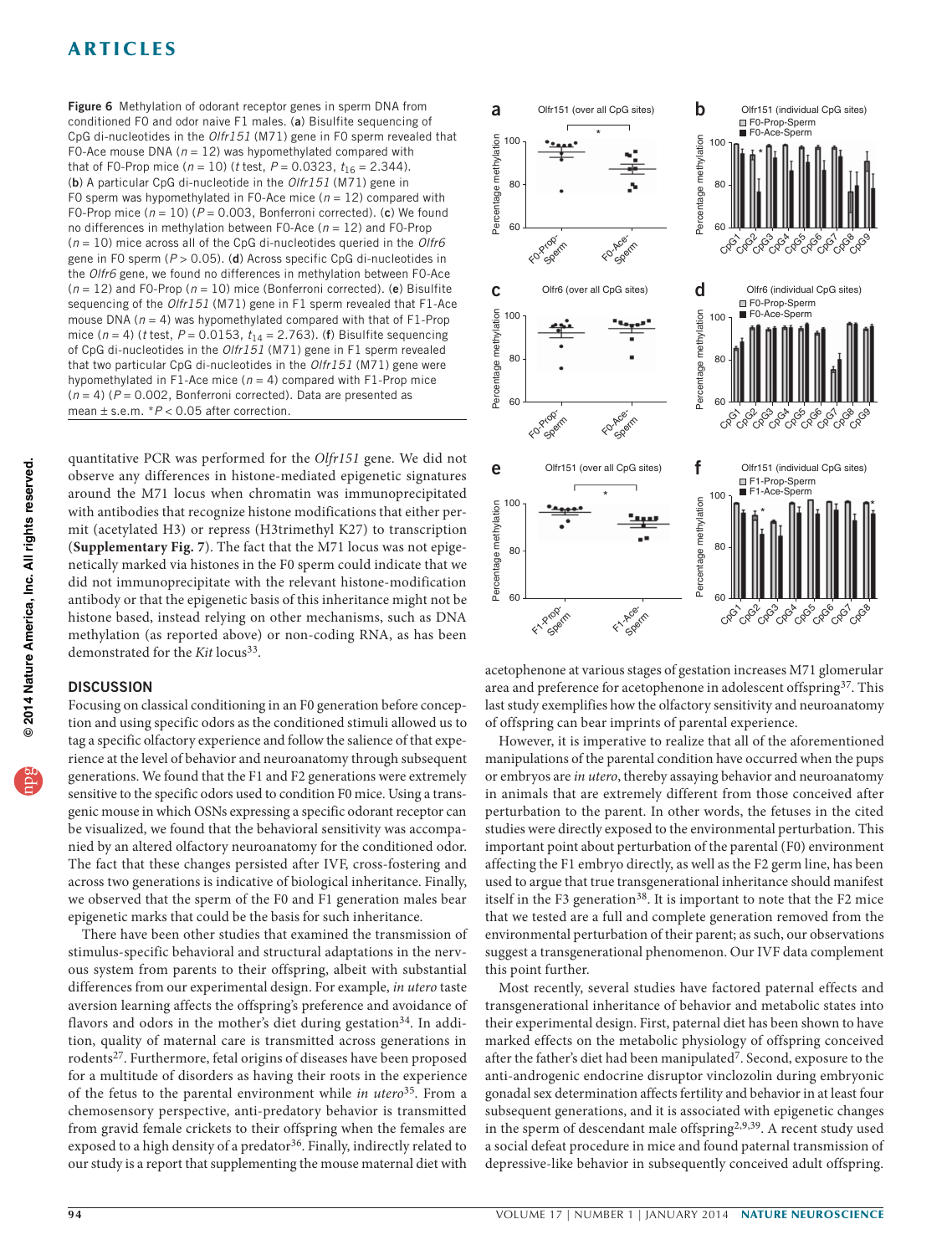**Figure 6** Methylation of odorant receptor genes in sperm DNA from conditioned F0 and odor naive F1 males. (**a**) Bisulfite sequencing of CpG di-nucleotides in the *Olfr151* (M71) gene in F0 sperm revealed that F0-Ace mouse DNA ($n = 12$) was hypomethylated compared with that of F0-Prop mice ($n = 10$) (*t* test, $P = 0.0323$, $t_{16} = 2.344$). (**b**) A particular CpG di-nucleotide in the *Olfr151* (M71) gene in F0 sperm was hypomethylated in F0-Ace mice ($n = 12$) compared with F0-Prop mice ($n = 10$) ($P = 0.003$, Bonferroni corrected). (**c**) We found no differences in methylation between F0-Ace ($n = 12$) and F0-Prop ($n = 10$) mice across all of the CpG di-nucleotides queried in the *Olfr6* gene in F0 sperm ($P > 0.05$). (**d**) Across specific CpG di-nucleotides in the *Olfr6* gene, we found no differences in methylation between F0-Ace ($n = 12$) and F0-Prop ($n = 10$) mice (Bonferroni corrected). (**e**) Bisulfite sequencing of the *Olfr151* (M71) gene in F1 sperm revealed that F1-Ace mouse DNA ($n = 4$) was hypomethylated compared with that of F1-Prop mice ($n = 4$) (*t* test, $P = 0.0153$, $t_{14} = 2.763$). (**f**) Bisulfite sequencing of CpG di-nucleotides in the *Olfr151* (M71) gene in F1 sperm revealed that two particular CpG di-nucleotides in the *Olfr151* (M71) gene were hypomethylated in F1-Ace mice ($n = 4$) compared with F1-Prop mice ($n = 4$) ($P = 0.002$, Bonferroni corrected). Data are presented as mean ± s.e.m. *$P < 0.05$ after correction.

quantitative PCR was performed for the *Olfr151* gene. We did not observe any differences in histone-mediated epigenetic signatures around the M71 locus when chromatin was immunoprecipitated with antibodies that recognize histone modifications that either permit (acetylated H3) or repress (H3trimethyl K27) to transcription (**Supplementary Fig. 7**). The fact that the M71 locus was not epigenetically marked via histones in the F0 sperm could indicate that we did not immunoprecipitate with the relevant histone-modification antibody or that the epigenetic basis of this inheritance might not be histone based, instead relying on other mechanisms, such as DNA methylation (as reported above) or non-coding RNA, as has been demonstrated for the *Kit* locus[33].

## DISCUSSION

Focusing on classical conditioning in an F0 generation before conception and using specific odors as the conditioned stimuli allowed us to tag a specific olfactory experience and follow the salience of that experience at the level of behavior and neuroanatomy through subsequent generations. We found that the F1 and F2 generations were extremely sensitive to the specific odors used to condition F0 mice. Using a transgenic mouse in which OSNs expressing a specific odorant receptor can be visualized, we found that the behavioral sensitivity was accompanied by an altered olfactory neuroanatomy for the conditioned odor. The fact that these changes persisted after IVF, cross-fostering and across two generations is indicative of biological inheritance. Finally, we observed that the sperm of the F0 and F1 generation males bear epigenetic marks that could be the basis for such inheritance.

There have been other studies that examined the transmission of stimulus-specific behavioral and structural adaptations in the nervous system from parents to their offspring, albeit with substantial differences from our experimental design. For example, *in utero* taste aversion learning affects the offspring's preference and avoidance of flavors and odors in the mother's diet during gestation[34]. In addition, quality of maternal care is transmitted across generations in rodents[27]. Furthermore, fetal origins of diseases have been proposed for a multitude of disorders as having their roots in the experience of the fetus to the parental environment while *in utero*[35]. From a chemosensory perspective, anti-predatory behavior is transmitted from gravid female crickets to their offspring when the females are exposed to a high density of a predator[36]. Finally, indirectly related to our study is a report that supplementing the mouse maternal diet with acetophenone at various stages of gestation increases M71 glomerular area and preference for acetophenone in adolescent offspring[37]. This last study exemplifies how the olfactory sensitivity and neuroanatomy of offspring can bear imprints of parental experience.

However, it is imperative to realize that all of the aforementioned manipulations of the parental condition have occurred when the pups or embryos are *in utero*, thereby assaying behavior and neuroanatomy in animals that are extremely different from those conceived after perturbation to the parent. In other words, the fetuses in the cited studies were directly exposed to the environmental perturbation. This important point about perturbation of the parental (F0) environment affecting the F1 embryo directly, as well as the F2 germ line, has been used to argue that true transgenerational inheritance should manifest itself in the F3 generation[38]. It is important to note that the F2 mice that we tested are a full and complete generation removed from the environmental perturbation of their parent; as such, our observations suggest a transgenerational phenomenon. Our IVF data complement this point further.

Most recently, several studies have factored paternal effects and transgenerational inheritance of behavior and metabolic states into their experimental design. First, paternal diet has been shown to have marked effects on the metabolic physiology of offspring conceived after the father's diet had been manipulated[7]. Second, exposure to the anti-androgenic endocrine disruptor vinclozolin during embryonic gonadal sex determination affects fertility and behavior in at least four subsequent generations, and it is associated with epigenetic changes in the sperm of descendant male offspring[2,9,39]. A recent study used a social defeat procedure in mice and found paternal transmission of depressive-like behavior in subsequently conceived adult offspring.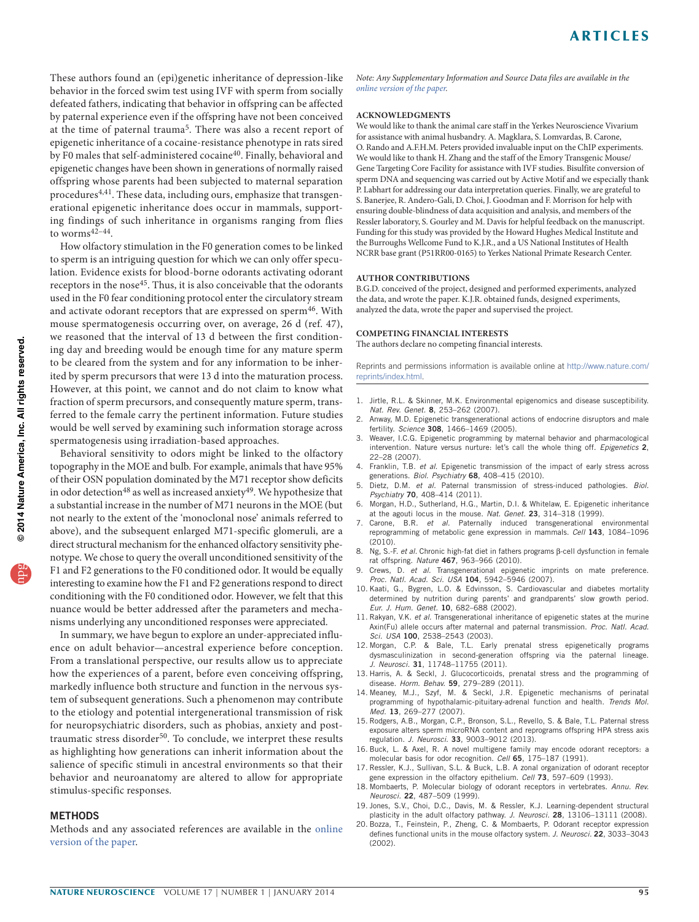These authors found an (epi)genetic inheritance of depression-like behavior in the forced swim test using IVF with sperm from socially defeated fathers, indicating that behavior in offspring can be affected by paternal experience even if the offspring have not been conceived at the time of paternal trauma[5]. There was also a recent report of epigenetic inheritance of a cocaine-resistance phenotype in rats sired by F0 males that self-administered cocaine[40]. Finally, behavioral and epigenetic changes have been shown in generations of normally raised offspring whose parents had been subjected to maternal separation procedures[4,41]. These data, including ours, emphasize that transgenerational epigenetic inheritance does occur in mammals, supporting findings of such inheritance in organisms ranging from flies to worms[42–44].

How olfactory stimulation in the F0 generation comes to be linked to sperm is an intriguing question for which we can only offer speculation. Evidence exists for blood-borne odorants activating odorant receptors in the nose[45]. Thus, it is also conceivable that the odorants used in the F0 fear conditioning protocol enter the circulatory stream and activate odorant receptors that are expressed on sperm[46]. With mouse spermatogenesis occurring over, on average, 26 d (ref. 47), we reasoned that the interval of 13 d between the first conditioning day and breeding would be enough time for any mature sperm to be cleared from the system and for any information to be inherited by sperm precursors that were 13 d into the maturation process. However, at this point, we cannot and do not claim to know what fraction of sperm precursors, and consequently mature sperm, transferred to the female carry the pertinent information. Future studies would be well served by examining such information storage across spermatogenesis using irradiation-based approaches.

Behavioral sensitivity to odors might be linked to the olfactory topography in the MOE and bulb. For example, animals that have 95% of their OSN population dominated by the M71 receptor show deficits in odor detection[48] as well as increased anxiety[49]. We hypothesize that a substantial increase in the number of M71 neurons in the MOE (but not nearly to the extent of the 'monoclonal nose' animals referred to above), and the subsequent enlarged M71-specific glomeruli, are a direct structural mechanism for the enhanced olfactory sensitivity phenotype. We chose to query the overall unconditioned sensitivity of the F1 and F2 generations to the F0 conditioned odor. It would be equally interesting to examine how the F1 and F2 generations respond to direct conditioning with the F0 conditioned odor. However, we felt that this nuance would be better addressed after the parameters and mechanisms underlying any unconditioned responses were appreciated.

In summary, we have begun to explore an under-appreciated influence on adult behavior—ancestral experience before conception. From a translational perspective, our results allow us to appreciate how the experiences of a parent, before even conceiving offspring, markedly influence both structure and function in the nervous system of subsequent generations. Such a phenomenon may contribute to the etiology and potential intergenerational transmission of risk for neuropsychiatric disorders, such as phobias, anxiety and post-traumatic stress disorder[50]. To conclude, we interpret these results as highlighting how generations can inherit information about the salience of specific stimuli in ancestral environments so that their behavior and neuroanatomy are altered to allow for appropriate stimulus-specific responses.

## METHODS

Methods and any associated references are available in the online version of the paper.

*Note: Any Supplementary Information and Source Data files are available in the online version of the paper.*

### ACKNOWLEDGMENTS

We would like to thank the animal care staff in the Yerkes Neuroscience Vivarium for assistance with animal husbandry. A. Magklara, S. Lomvardas, B. Carone, O. Rando and A.F.H.M. Peters provided invaluable input on the ChIP experiments. We would like to thank H. Zhang and the staff of the Emory Transgenic Mouse/Gene Targeting Core Facility for assistance with IVF studies. Bisulfite conversion of sperm DNA and sequencing was carried out by Active Motif and we especially thank P. Labhart for addressing our data interpretation queries. Finally, we are grateful to S. Banerjee, R. Andero-Gali, D. Choi, J. Goodman and F. Morrison for help with ensuring double-blindness of data acquisition and analysis, and members of the Ressler laboratory, S. Gourley and M. Davis for helpful feedback on the manuscript. Funding for this study was provided by the Howard Hughes Medical Institute and the Burroughs Wellcome Fund to K.J.R., and a US National Institutes of Health NCRR base grant (P51RR00-0165) to Yerkes National Primate Research Center.

### AUTHOR CONTRIBUTIONS

B.G.D. conceived of the project, designed and performed experiments, analyzed the data, and wrote the paper. K.J.R. obtained funds, designed experiments, analyzed the data, wrote the paper and supervised the project.

### COMPETING FINANCIAL INTERESTS

The authors declare no competing financial interests.

Reprints and permissions information is available online at http://www.nature.com/reprints/index.html.

1. Jirtle, R.L. & Skinner, M.K. Environmental epigenomics and disease susceptibility. *Nat. Rev. Genet.* **8**, 253–262 (2007).
2. Anway, M.D. Epigenetic transgenerational actions of endocrine disruptors and male fertility. *Science* **308**, 1466–1469 (2005).
3. Weaver, I.C.G. Epigenetic programming by maternal behavior and pharmacological intervention. Nature versus nurture: let's call the whole thing off. *Epigenetics* **2**, 22–28 (2007).
4. Franklin, T.B. *et al.* Epigenetic transmission of the impact of early stress across generations. *Biol. Psychiatry* **68**, 408–415 (2010).
5. Dietz, D.M. *et al.* Paternal transmission of stress-induced pathologies. *Biol. Psychiatry* **70**, 408–414 (2011).
6. Morgan, H.D., Sutherland, H.G., Martin, D.I. & Whitelaw, E. Epigenetic inheritance at the agouti locus in the mouse. *Nat. Genet.* **23**, 314–318 (1999).
7. Carone, B.R. *et al.* Paternally induced transgenerational environmental reprogramming of metabolic gene expression in mammals. *Cell* **143**, 1084–1096 (2010).
8. Ng, S.-F. *et al.* Chronic high-fat diet in fathers programs β-cell dysfunction in female rat offspring. *Nature* **467**, 963–966 (2010).
9. Crews, D. *et al.* Transgenerational epigenetic imprints on mate preference. *Proc. Natl. Acad. Sci. USA* **104**, 5942–5946 (2007).
10. Kaati, G., Bygren, L.O. & Edvinsson, S. Cardiovascular and diabetes mortality determined by nutrition during parents' and grandparents' slow growth period. *Eur. J. Hum. Genet.* **10**, 682–688 (2002).
11. Rakyan, V.K. *et al.* Transgenerational inheritance of epigenetic states at the murine Axin(Fu) allele occurs after maternal and paternal transmission. *Proc. Natl. Acad. Sci. USA* **100**, 2538–2543 (2003).
12. Morgan, C.P. & Bale, T.L. Early prenatal stress epigenetically programs dysmasculinization in second-generation offspring via the paternal lineage. *J. Neurosci.* **31**, 11748–11755 (2011).
13. Harris, A. & Seckl, J. Glucocorticoids, prenatal stress and the programming of disease. *Horm. Behav.* **59**, 279–289 (2011).
14. Meaney, M.J., Szyf, M. & Seckl, J.R. Epigenetic mechanisms of perinatal programming of hypothalamic-pituitary-adrenal function and health. *Trends Mol. Med.* **13**, 269–277 (2007).
15. Rodgers, A.B., Morgan, C.P., Bronson, S.L., Revello, S. & Bale, T.L. Paternal stress exposure alters sperm microRNA content and reprograms offspring HPA stress axis regulation. *J. Neurosci.* **33**, 9003–9012 (2013).
16. Buck, L. & Axel, R. A novel multigene family may encode odorant receptors: a molecular basis for odor recognition. *Cell* **65**, 175–187 (1991).
17. Ressler, K.J., Sullivan, S.L. & Buck, L.B. A zonal organization of odorant receptor gene expression in the olfactory epithelium. *Cell* **73**, 597–609 (1993).
18. Mombaerts, P. Molecular biology of odorant receptors in vertebrates. *Annu. Rev. Neurosci.* **22**, 487–509 (1999).
19. Jones, S.V., Choi, D.C., Davis, M. & Ressler, K.J. Learning-dependent structural plasticity in the adult olfactory pathway. *J. Neurosci.* **28**, 13106–13111 (2008).
20. Bozza, T., Feinstein, P., Zheng, C. & Mombaerts, P. Odorant receptor expression defines functional units in the mouse olfactory system. *J. Neurosci.* **22**, 3033–3043 (2002).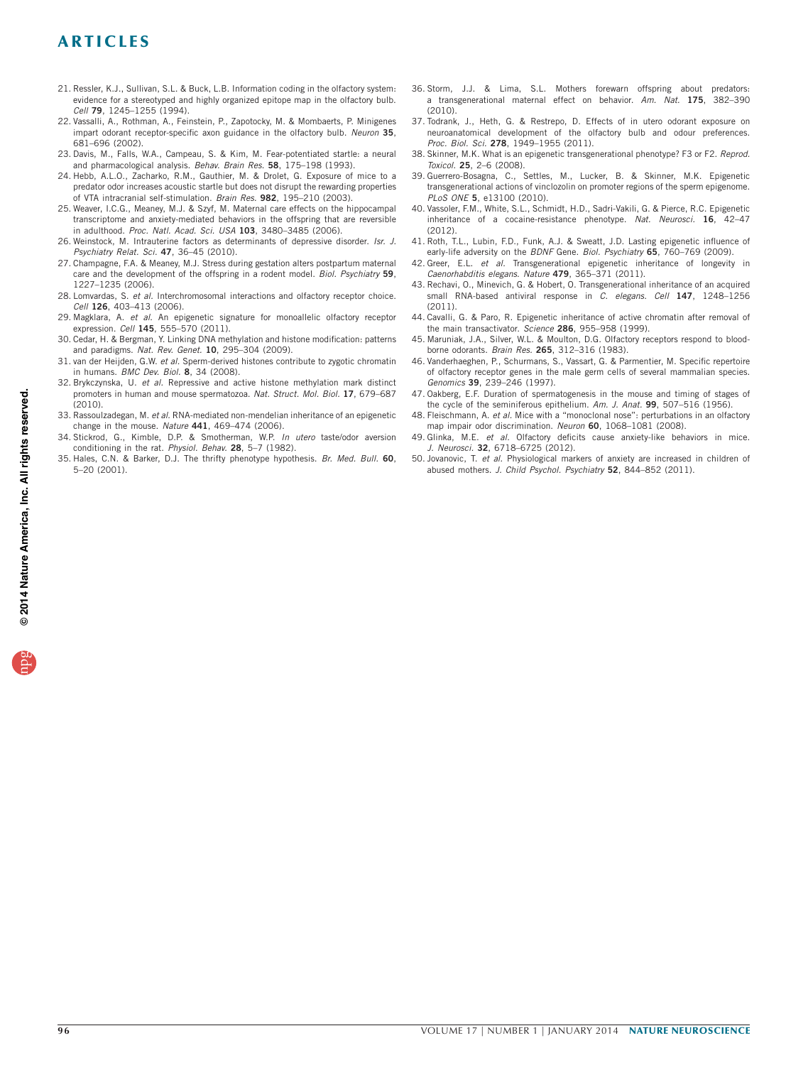21. Ressler, K.J., Sullivan, S.L. & Buck, L.B. Information coding in the olfactory system: evidence for a stereotyped and highly organized epitope map in the olfactory bulb. *Cell* **79**, 1245–1255 (1994).
22. Vassalli, A., Rothman, A., Feinstein, P., Zapotocky, M. & Mombaerts, P. Minigenes impart odorant receptor-specific axon guidance in the olfactory bulb. *Neuron* **35**, 681–696 (2002).
23. Davis, M., Falls, W.A., Campeau, S. & Kim, M. Fear-potentiated startle: a neural and pharmacological analysis. *Behav. Brain Res.* **58**, 175–198 (1993).
24. Hebb, A.L.O., Zacharko, R.M., Gauthier, M. & Drolet, G. Exposure of mice to a predator odor increases acoustic startle but does not disrupt the rewarding properties of VTA intracranial self-stimulation. *Brain Res.* **982**, 195–210 (2003).
25. Weaver, I.C.G., Meaney, M.J. & Szyf, M. Maternal care effects on the hippocampal transcriptome and anxiety-mediated behaviors in the offspring that are reversible in adulthood. *Proc. Natl. Acad. Sci. USA* **103**, 3480–3485 (2006).
26. Weinstock, M. Intrauterine factors as determinants of depressive disorder. *Isr. J. Psychiatry Relat. Sci.* **47**, 36–45 (2010).
27. Champagne, F.A. & Meaney, M.J. Stress during gestation alters postpartum maternal care and the development of the offspring in a rodent model. *Biol. Psychiatry* **59**, 1227–1235 (2006).
28. Lomvardas, S. *et al.* Interchromosomal interactions and olfactory receptor choice. *Cell* **126**, 403–413 (2006).
29. Magklara, A. *et al.* An epigenetic signature for monoallelic olfactory receptor expression. *Cell* **145**, 555–570 (2011).
30. Cedar, H. & Bergman, Y. Linking DNA methylation and histone modification: patterns and paradigms. *Nat. Rev. Genet.* **10**, 295–304 (2009).
31. van der Heijden, G.W. *et al.* Sperm-derived histones contribute to zygotic chromatin in humans. *BMC Dev. Biol.* **8**, 34 (2008).
32. Brykczynska, U. *et al.* Repressive and active histone methylation mark distinct promoters in human and mouse spermatozoa. *Nat. Struct. Mol. Biol.* **17**, 679–687 (2010).
33. Rassoulzadegan, M. *et al.* RNA-mediated non-mendelian inheritance of an epigenetic change in the mouse. *Nature* **441**, 469–474 (2006).
34. Stickrod, G., Kimble, D.P. & Smotherman, W.P. *In utero* taste/odor aversion conditioning in the rat. *Physiol. Behav.* **28**, 5–7 (1982).
35. Hales, C.N. & Barker, D.J. The thrifty phenotype hypothesis. *Br. Med. Bull.* **60**, 5–20 (2001).
36. Storm, J.J. & Lima, S.L. Mothers forewarn offspring about predators: a transgenerational maternal effect on behavior. *Am. Nat.* **175**, 382–390 (2010).
37. Todrank, J., Heth, G. & Restrepo, D. Effects of in utero odorant exposure on neuroanatomical development of the olfactory bulb and odour preferences. *Proc. Biol. Sci.* **278**, 1949–1955 (2011).
38. Skinner, M.K. What is an epigenetic transgenerational phenotype? F3 or F2. *Reprod. Toxicol.* **25**, 2–6 (2008).
39. Guerrero-Bosagna, C., Settles, M., Lucker, B. & Skinner, M.K. Epigenetic transgenerational actions of vinclozolin on promoter regions of the sperm epigenome. *PLoS ONE* **5**, e13100 (2010).
40. Vassoler, F.M., White, S.L., Schmidt, H.D., Sadri-Vakili, G. & Pierce, R.C. Epigenetic inheritance of a cocaine-resistance phenotype. *Nat. Neurosci.* **16**, 42–47 (2012).
41. Roth, T.L., Lubin, F.D., Funk, A.J. & Sweatt, J.D. Lasting epigenetic influence of early-life adversity on the *BDNF* Gene. *Biol. Psychiatry* **65**, 760–769 (2009).
42. Greer, E.L. *et al.* Transgenerational epigenetic inheritance of longevity in *Caenorhabditis elegans*. *Nature* **479**, 365–371 (2011).
43. Rechavi, O., Minevich, G. & Hobert, O. Transgenerational inheritance of an acquired small RNA-based antiviral response in *C. elegans*. *Cell* **147**, 1248–1256 (2011).
44. Cavalli, G. & Paro, R. Epigenetic inheritance of active chromatin after removal of the main transactivator. *Science* **286**, 955–958 (1999).
45. Maruniak, J.A., Silver, W.L. & Moulton, D.G. Olfactory receptors respond to blood-borne odorants. *Brain Res.* **265**, 312–316 (1983).
46. Vanderhaeghen, P., Schurmans, S., Vassart, G. & Parmentier, M. Specific repertoire of olfactory receptor genes in the male germ cells of several mammalian species. *Genomics* **39**, 239–246 (1997).
47. Oakberg, E.F. Duration of spermatogenesis in the mouse and timing of stages of the cycle of the seminiferous epithelium. *Am. J. Anat.* **99**, 507–516 (1956).
48. Fleischmann, A. *et al.* Mice with a "monoclonal nose": perturbations in an olfactory map impair odor discrimination. *Neuron* **60**, 1068–1081 (2008).
49. Glinka, M.E. *et al.* Olfactory deficits cause anxiety-like behaviors in mice. *J. Neurosci.* **32**, 6718–6725 (2012).
50. Jovanovic, T. *et al.* Physiological markers of anxiety are increased in children of abused mothers. *J. Child Psychol. Psychiatry* **52**, 844–852 (2011).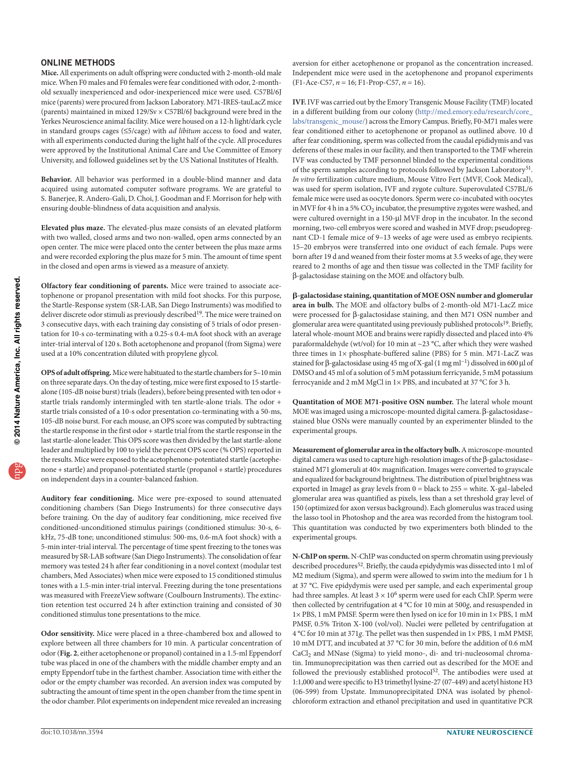## ONLINE METHODS

**Mice.** All experiments on adult offspring were conducted with 2-month-old male mice. When F0 males and F0 females were fear conditioned with odor, 2-month-old sexually inexperienced and odor-inexperienced mice were used. C57Bl/6J mice (parents) were procured from Jackson Laboratory. M71-IRES-tauLacZ mice (parents) maintained in mixed 129/Sv × C57Bl/6J background were bred in the Yerkes Neuroscience animal facility. Mice were housed on a 12-h light/dark cycle in standard groups cages (≤5/cage) with *ad libitum* access to food and water, with all experiments conducted during the light half of the cycle. All procedures were approved by the Institutional Animal Care and Use Committee of Emory University, and followed guidelines set by the US National Institutes of Health.

**Behavior.** All behavior was performed in a double-blind manner and data acquired using automated computer software programs. We are grateful to S. Banerjee, R. Andero-Gali, D. Choi, J. Goodman and F. Morrison for help with ensuring double-blindness of data acquisition and analysis.

**Elevated plus maze.** The elevated-plus maze consists of an elevated platform with two walled, closed arms and two non-walled, open arms connected by an open center. The mice were placed onto the center between the plus maze arms and were recorded exploring the plus maze for 5 min. The amount of time spent in the closed and open arms is viewed as a measure of anxiety.

**Olfactory fear conditioning of parents.** Mice were trained to associate acetophenone or propanol presentation with mild foot shocks. For this purpose, the Startle-Response system (SR-LAB, San Diego Instruments) was modified to deliver discrete odor stimuli as previously described[19]. The mice were trained on 3 consecutive days, with each training day consisting of 5 trials of odor presentation for 10-s co-terminating with a 0.25-s 0.4-mA foot shock with an average inter-trial interval of 120 s. Both acetophenone and propanol (from Sigma) were used at a 10% concentration diluted with propylene glycol.

**OPS of adult offspring.** Mice were habituated to the startle chambers for 5–10 min on three separate days. On the day of testing, mice were first exposed to 15 startle-alone (105-dB noise burst) trials (leaders), before being presented with ten odor + startle trials randomly intermingled with ten startle-alone trials. The odor + startle trials consisted of a 10-s odor presentation co-terminating with a 50-ms, 105-dB noise burst. For each mouse, an OPS score was computed by subtracting the startle response in the first odor + startle trial from the startle response in the last startle-alone leader. This OPS score was then divided by the last startle-alone leader and multiplied by 100 to yield the percent OPS score (% OPS) reported in the results. Mice were exposed to the acetophenone-potentiated startle (acetophenone + startle) and propanol-potentiated startle (propanol + startle) procedures on independent days in a counter-balanced fashion.

**Auditory fear conditioning.** Mice were pre-exposed to sound attenuated conditioning chambers (San Diego Instruments) for three consecutive days before training. On the day of auditory fear conditioning, mice received five conditioned-unconditioned stimulus pairings (conditioned stimulus: 30-s, 6-kHz, 75-dB tone; unconditioned stimulus: 500-ms, 0.6-mA foot shock) with a 5-min inter-trial interval. The percentage of time spent freezing to the tones was measured by SR-LAB software (San Diego Instruments). The consolidation of fear memory was tested 24 h after fear conditioning in a novel context (modular test chambers, Med Associates) when mice were exposed to 15 conditioned stimulus tones with a 1.5-min inter-trial interval. Freezing during the tone presentations was measured with FreezeView software (Coulbourn Instruments). The extinction retention test occurred 24 h after extinction training and consisted of 30 conditioned stimulus tone presentations to the mice.

**Odor sensitivity.** Mice were placed in a three-chambered box and allowed to explore between all three chambers for 10 min. A particular concentration of odor (**Fig. 2**, either acetophenone or propanol) contained in a 1.5-ml Eppendorf tube was placed in one of the chambers with the middle chamber empty and an empty Eppendorf tube in the farthest chamber. Association time with either the odor or the empty chamber was recorded. An aversion index was computed by subtracting the amount of time spent in the open chamber from the time spent in the odor chamber. Pilot experiments on independent mice revealed an increasing aversion for either acetophenone or propanol as the concentration increased. Independent mice were used in the acetophenone and propanol experiments (F1-Ace-C57, $n = 16$; F1-Prop-C57, $n = 16$).

**IVF.** IVF was carried out by the Emory Transgenic Mouse Facility (TMF) located in a different building from our colony (http://med.emory.edu/research/core_labs/transgenic_mouse/) across the Emory Campus. Briefly, F0-M71 males were fear conditioned either to acetophenone or propanol as outlined above. 10 d after fear conditioning, sperm was collected from the caudal epididymis and vas deferens of these males in our facility, and then transported to the TMF wherein IVF was conducted by TMF personnel blinded to the experimental conditions of the sperm samples according to protocols followed by Jackson Laboratory[51]. *In vitro* fertilization culture medium, Mouse Vitro Fert (MVF, Cook Medical), was used for sperm isolation, IVF and zygote culture. Superovulated C57BL/6 female mice were used as oocyte donors. Sperm were co-incubated with oocytes in MVF for 4 h in a 5% $CO_2$ incubator, the presumptive zygotes were washed, and were cultured overnight in a 150-µl MVF drop in the incubator. In the second morning, two-cell embryos were scored and washed in MVF drop; pseudopregnant CD-1 female mice of 9–13 weeks of age were used as embryo recipients. 15–20 embryos were transferred into one oviduct of each female. Pups were born after 19 d and weaned from their foster moms at 3.5 weeks of age, they were reared to 2 months of age and then tissue was collected in the TMF facility for β-galactosidase staining on the MOE and olfactory bulb.

**β-galactosidase staining, quantitation of MOE OSN number and glomerular area in bulb.** The MOE and olfactory bulbs of 2-month-old M71-LacZ mice were processed for β-galactosidase staining, and then M71 OSN number and glomerular area were quantitated using previously published protocols[19]. Briefly, lateral whole-mount MOE and brains were rapidly dissected and placed into 4% paraformaldehyde (wt/vol) for 10 min at ~23 °C, after which they were washed three times in 1× phosphate-buffered saline (PBS) for 5 min. M71-LacZ was stained for β-galactosidase using 45 mg of X-gal (1 mg ml$^{-1}$) dissolved in 600 µl of DMSO and 45 ml of a solution of 5 mM potassium ferricyanide, 5 mM potassium ferrocyanide and 2 mM MgCl in 1× PBS, and incubated at 37 °C for 3 h.

**Quantitation of MOE M71-positive OSN number.** The lateral whole mount MOE was imaged using a microscope-mounted digital camera. β-galactosidase–stained blue OSNs were manually counted by an experimenter blinded to the experimental groups.

**Measurement of glomerular area in the olfactory bulb.** A microscope-mounted digital camera was used to capture high-resolution images of the β-galactosidase–stained M71 glomeruli at 40× magnification. Images were converted to grayscale and equalized for background brightness. The distribution of pixel brightness was exported in ImageJ as gray levels from 0 = black to 255 = white. X-gal–labeled glomerular area was quantified as pixels, less than a set threshold gray level of 150 (optimized for axon versus background). Each glomerulus was traced using the lasso tool in Photoshop and the area was recorded from the histogram tool. This quantitation was conducted by two experimenters both blinded to the experimental groups.

**N-ChIP on sperm.** N-ChIP was conducted on sperm chromatin using previously described procedures[52]. Briefly, the cauda epididymis was dissected into 1 ml of M2 medium (Sigma), and sperm were allowed to swim into the medium for 1 h at 37 °C. Five epididymis were used per sample, and each experimental group had three samples. At least $3 \times 10^6$ sperm were used for each ChIP. Sperm were then collected by centrifugation at 4 °C for 10 min at 500*g*, and resuspended in 1× PBS, 1 mM PMSF. Sperm were then lysed on ice for 10 min in 1× PBS, 1 mM PMSF, 0.5% Triton X-100 (vol/vol). Nuclei were pelleted by centrifugation at 4 °C for 10 min at 371*g*. The pellet was then suspended in 1× PBS, 1 mM PMSF, 10 mM DTT, and incubated at 37 °C for 30 min, before the addition of 0.6 mM $CaCl_2$ and MNase (Sigma) to yield mono-, di- and tri-nucleosomal chromatin. Immunoprecipitation was then carried out as described for the MOE and followed the previously established protocol[52]. The antibodies were used at 1:1,000 and were specific to H3 trimethyl lysine-27 (07-449) and acetyl histone H3 (06-599) from Upstate. Immunoprecipitated DNA was isolated by phenol-chloroform extraction and ethanol precipitation and used in quantitative PCR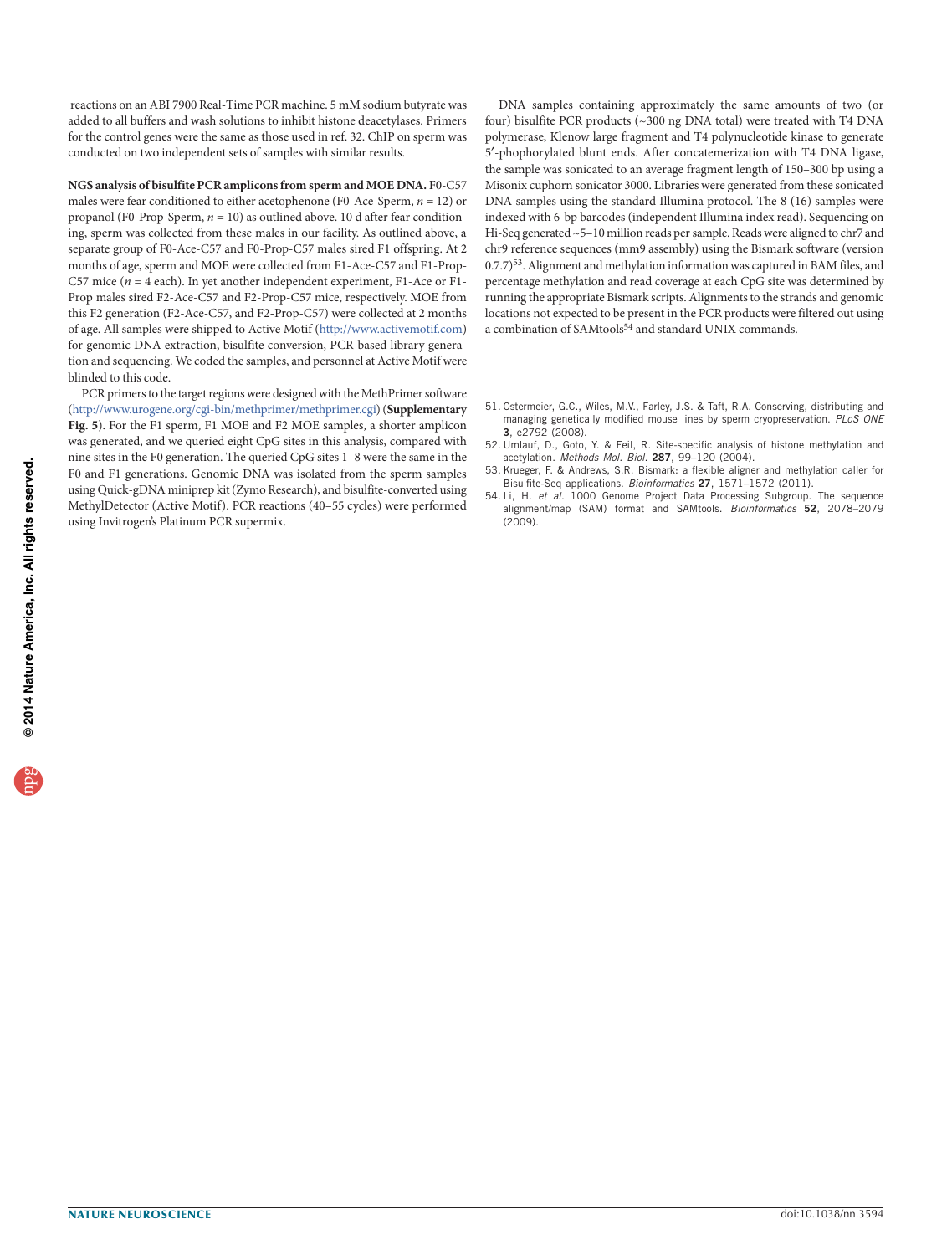reactions on an ABI 7900 Real-Time PCR machine. 5 mM sodium butyrate was added to all buffers and wash solutions to inhibit histone deacetylases. Primers for the control genes were the same as those used in ref. 32. ChIP on sperm was conducted on two independent sets of samples with similar results.

**NGS analysis of bisulfite PCR amplicons from sperm and MOE DNA.** F0-C57 males were fear conditioned to either acetophenone (F0-Ace-Sperm, $n = 12$) or propanol (F0-Prop-Sperm, $n = 10$) as outlined above. 10 d after fear conditioning, sperm was collected from these males in our facility. As outlined above, a separate group of F0-Ace-C57 and F0-Prop-C57 males sired F1 offspring. At 2 months of age, sperm and MOE were collected from F1-Ace-C57 and F1-Prop-C57 mice ($n = 4$ each). In yet another independent experiment, F1-Ace or F1-Prop males sired F2-Ace-C57 and F2-Prop-C57 mice, respectively. MOE from this F2 generation (F2-Ace-C57, and F2-Prop-C57) were collected at 2 months of age. All samples were shipped to Active Motif (http://www.activemotif.com) for genomic DNA extraction, bisulfite conversion, PCR-based library generation and sequencing. We coded the samples, and personnel at Active Motif were blinded to this code.

PCR primers to the target regions were designed with the MethPrimer software (http://www.urogene.org/cgi-bin/methprimer/methprimer.cgi) (**Supplementary Fig. 5**). For the F1 sperm, F1 MOE and F2 MOE samples, a shorter amplicon was generated, and we queried eight CpG sites in this analysis, compared with nine sites in the F0 generation. The queried CpG sites 1–8 were the same in the F0 and F1 generations. Genomic DNA was isolated from the sperm samples using Quick-gDNA miniprep kit (Zymo Research), and bisulfite-converted using MethylDetector (Active Motif). PCR reactions (40–55 cycles) were performed using Invitrogen's Platinum PCR supermix.

DNA samples containing approximately the same amounts of two (or four) bisulfite PCR products (~300 ng DNA total) were treated with T4 DNA polymerase, Klenow large fragment and T4 polynucleotide kinase to generate 5′-phophorylated blunt ends. After concatemerization with T4 DNA ligase, the sample was sonicated to an average fragment length of 150–300 bp using a Misonix cuphorn sonicator 3000. Libraries were generated from these sonicated DNA samples using the standard Illumina protocol. The 8 (16) samples were indexed with 6-bp barcodes (independent Illumina index read). Sequencing on Hi-Seq generated ~5–10 million reads per sample. Reads were aligned to chr7 and chr9 reference sequences (mm9 assembly) using the Bismark software (version 0.7.7)[53]. Alignment and methylation information was captured in BAM files, and percentage methylation and read coverage at each CpG site was determined by running the appropriate Bismark scripts. Alignments to the strands and genomic locations not expected to be present in the PCR products were filtered out using a combination of SAMtools[54] and standard UNIX commands.

51. Ostermeier, G.C., Wiles, M.V., Farley, J.S. & Taft, R.A. Conserving, distributing and managing genetically modified mouse lines by sperm cryopreservation. *PLoS ONE* **3**, e2792 (2008).
52. Umlauf, D., Goto, Y. & Feil, R. Site-specific analysis of histone methylation and acetylation. *Methods Mol. Biol.* **287**, 99–120 (2004).
53. Krueger, F. & Andrews, S.R. Bismark: a flexible aligner and methylation caller for Bisulfite-Seq applications. *Bioinformatics* **27**, 1571–1572 (2011).
54. Li, H. *et al.* 1000 Genome Project Data Processing Subgroup. The sequence alignment/map (SAM) format and SAMtools. *Bioinformatics* **52**, 2078–2079 (2009).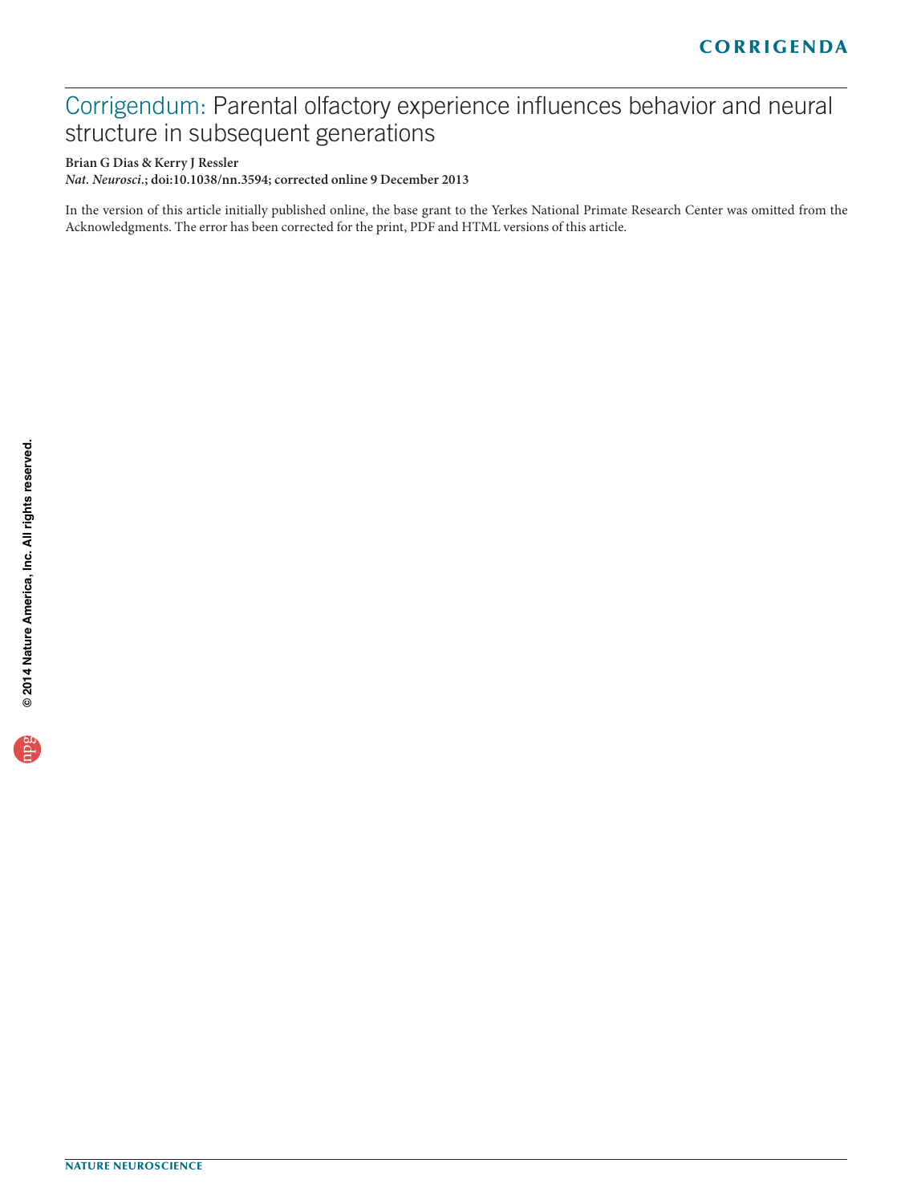# Corrigendum: Parental olfactory experience influences behavior and neural structure in subsequent generations

**Brian G Dias & Kerry J Ressler**

***Nat. Neurosci.*; doi:10.1038/nn.3594; corrected online 9 December 2013**

In the version of this article initially published online, the base grant to the Yerkes National Primate Research Center was omitted from the Acknowledgments. The error has been corrected for the print, PDF and HTML versions of this article.